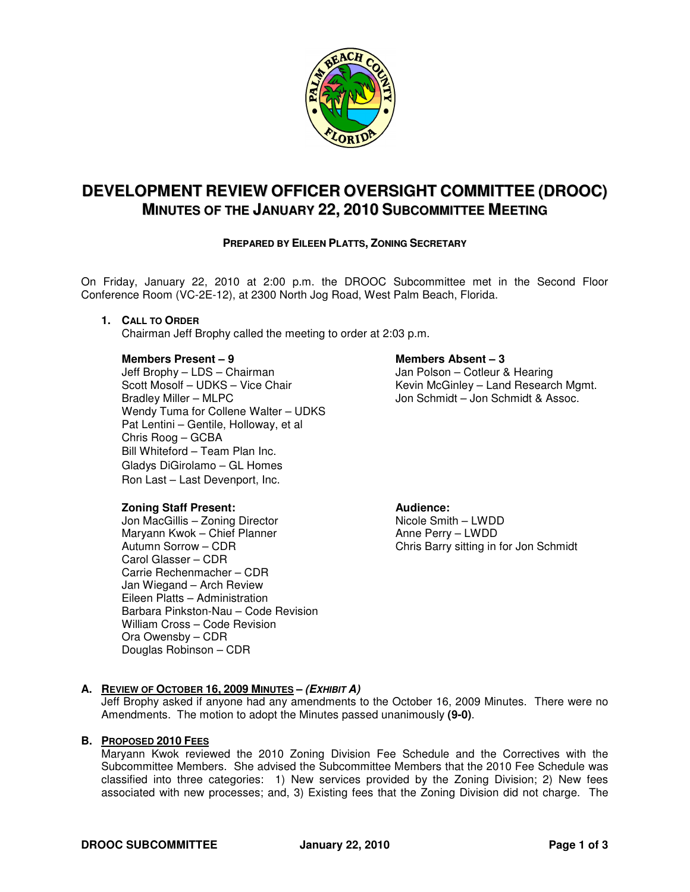# DEVELOPMENT REVIEW OFFICER OVERSIGHT COMMITTEE (DROOC)

## MINUTES OF THE JANUARY 22, 2010 SUBCOMMITTEE MEETING

**PREPARED BY EILEEN PLATTS, ZONING SECRETARY**

On Friday, January 22, 2010 at 2:00 p.m. the DROOC Subcommittee met in the Second Floor Conference Room (VC-2E-12), at 2300 North Jog Road, West Palm Beach, Florida.

1. **CALL TO ORDER**
   Chairman Jeff Brophy called the meeting to order at 2:03 p.m.

**Members Present – 9**
Jeff Brophy – LDS – Chairman
Scott Mosolf – UDKS – Vice Chair
Bradley Miller – MLPC
Wendy Tuma for Collene Walter – UDKS
Pat Lentini – Gentile, Holloway, et al
Chris Roog – GCBA
Bill Whiteford – Team Plan Inc.
Gladys DiGirolamo – GL Homes
Ron Last – Last Devenport, Inc.

**Members Absent – 3**
Jan Polson – Cotleur & Hearing
Kevin McGinley – Land Research Mgmt.
Jon Schmidt – Jon Schmidt & Assoc.

**Zoning Staff Present:**
Jon MacGillis – Zoning Director
Maryann Kwok – Chief Planner
Autumn Sorrow – CDR
Carol Glasser – CDR
Carrie Rechenmacher – CDR
Jan Wiegand – Arch Review
Eileen Platts – Administration
Barbara Pinkston-Nau – Code Revision
William Cross – Code Revision
Ora Owensby – CDR
Douglas Robinson – CDR

**Audience:**
Nicole Smith – LWDD
Anne Perry – LWDD
Chris Barry sitting in for Jon Schmidt

**A. REVIEW OF OCTOBER 16, 2009 MINUTES – *(EXHIBIT A)***
Jeff Brophy asked if anyone had any amendments to the October 16, 2009 Minutes. There were no Amendments. The motion to adopt the Minutes passed unanimously **(9-0)**.

**B. PROPOSED 2010 FEES**
Maryann Kwok reviewed the 2010 Zoning Division Fee Schedule and the Correctives with the Subcommittee Members. She advised the Subcommittee Members that the 2010 Fee Schedule was classified into three categories: 1) New services provided by the Zoning Division; 2) New fees associated with new processes; and, 3) Existing fees that the Zoning Division did not charge. The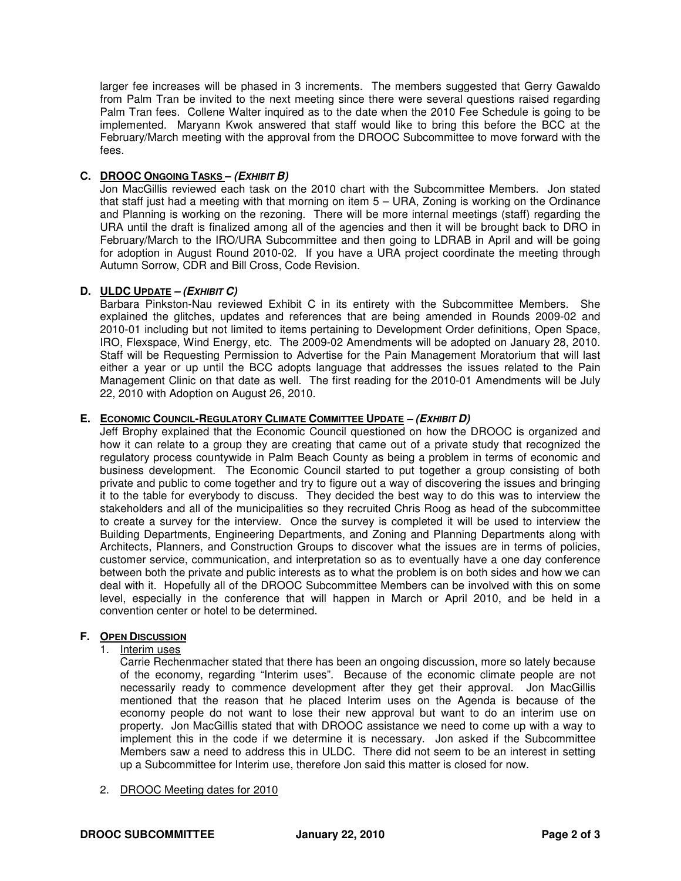larger fee increases will be phased in 3 increments. The members suggested that Gerry Gawaldo from Palm Tran be invited to the next meeting since there were several questions raised regarding Palm Tran fees. Collene Walter inquired as to the date when the 2010 Fee Schedule is going to be implemented. Maryann Kwok answered that staff would like to bring this before the BCC at the February/March meeting with the approval from the DROOC Subcommittee to move forward with the fees.

**C. DROOC ONGOING TASKS – *(EXHIBIT B)***

Jon MacGillis reviewed each task on the 2010 chart with the Subcommittee Members. Jon stated that staff just had a meeting with that morning on item 5 – URA, Zoning is working on the Ordinance and Planning is working on the rezoning. There will be more internal meetings (staff) regarding the URA until the draft is finalized among all of the agencies and then it will be brought back to DRO in February/March to the IRO/URA Subcommittee and then going to LDRAB in April and will be going for adoption in August Round 2010-02. If you have a URA project coordinate the meeting through Autumn Sorrow, CDR and Bill Cross, Code Revision.

**D. ULDC UPDATE – *(EXHIBIT C)***

Barbara Pinkston-Nau reviewed Exhibit C in its entirety with the Subcommittee Members. She explained the glitches, updates and references that are being amended in Rounds 2009-02 and 2010-01 including but not limited to items pertaining to Development Order definitions, Open Space, IRO, Flexspace, Wind Energy, etc. The 2009-02 Amendments will be adopted on January 28, 2010. Staff will be Requesting Permission to Advertise for the Pain Management Moratorium that will last either a year or up until the BCC adopts language that addresses the issues related to the Pain Management Clinic on that date as well. The first reading for the 2010-01 Amendments will be July 22, 2010 with Adoption on August 26, 2010.

**E. ECONOMIC COUNCIL-REGULATORY CLIMATE COMMITTEE UPDATE – *(EXHIBIT D)***

Jeff Brophy explained that the Economic Council questioned on how the DROOC is organized and how it can relate to a group they are creating that came out of a private study that recognized the regulatory process countywide in Palm Beach County as being a problem in terms of economic and business development. The Economic Council started to put together a group consisting of both private and public to come together and try to figure out a way of discovering the issues and bringing it to the table for everybody to discuss. They decided the best way to do this was to interview the stakeholders and all of the municipalities so they recruited Chris Roog as head of the subcommittee to create a survey for the interview. Once the survey is completed it will be used to interview the Building Departments, Engineering Departments, and Zoning and Planning Departments along with Architects, Planners, and Construction Groups to discover what the issues are in terms of policies, customer service, communication, and interpretation so as to eventually have a one day conference between both the private and public interests as to what the problem is on both sides and how we can deal with it. Hopefully all of the DROOC Subcommittee Members can be involved with this on some level, especially in the conference that will happen in March or April 2010, and be held in a convention center or hotel to be determined.

**F. OPEN DISCUSSION**

1. Interim uses

   Carrie Rechenmacher stated that there has been an ongoing discussion, more so lately because of the economy, regarding "Interim uses". Because of the economic climate people are not necessarily ready to commence development after they get their approval. Jon MacGillis mentioned that the reason that he placed Interim uses on the Agenda is because of the economy people do not want to lose their new approval but want to do an interim use on property. Jon MacGillis stated that with DROOC assistance we need to come up with a way to implement this in the code if we determine it is necessary. Jon asked if the Subcommittee Members saw a need to address this in ULDC. There did not seem to be an interest in setting up a Subcommittee for Interim use, therefore Jon said this matter is closed for now.

2. DROOC Meeting dates for 2010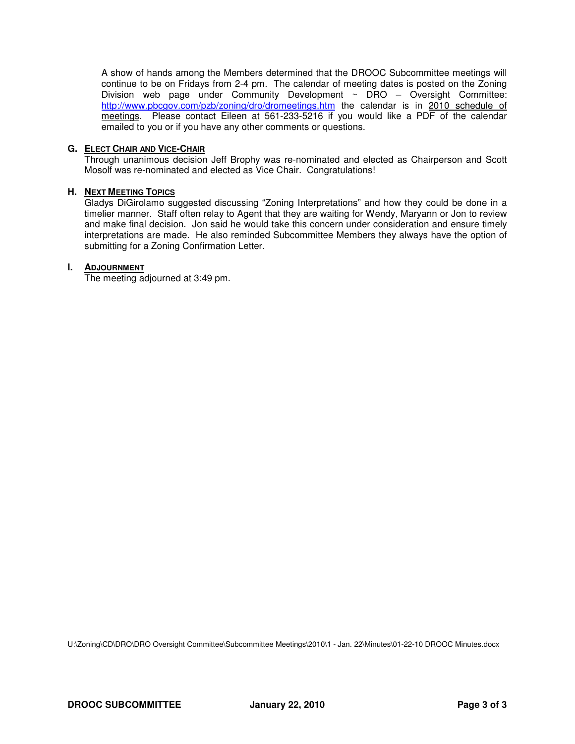A show of hands among the Members determined that the DROOC Subcommittee meetings will continue to be on Fridays from 2-4 pm. The calendar of meeting dates is posted on the Zoning Division web page under Community Development ~ DRO – Oversight Committee: http://www.pbcgov.com/pzb/zoning/dro/dromeetings.htm the calendar is in 2010 schedule of meetings. Please contact Eileen at 561-233-5216 if you would like a PDF of the calendar emailed to you or if you have any other comments or questions.

**G. ELECT CHAIR AND VICE-CHAIR**

Through unanimous decision Jeff Brophy was re-nominated and elected as Chairperson and Scott Mosolf was re-nominated and elected as Vice Chair. Congratulations!

**H. NEXT MEETING TOPICS**

Gladys DiGirolamo suggested discussing "Zoning Interpretations" and how they could be done in a timelier manner. Staff often relay to Agent that they are waiting for Wendy, Maryann or Jon to review and make final decision. Jon said he would take this concern under consideration and ensure timely interpretations are made. He also reminded Subcommittee Members they always have the option of submitting for a Zoning Confirmation Letter.

**I. ADJOURNMENT**

The meeting adjourned at 3:49 pm.

U:\Zoning\CD\DRO\DRO Oversight Committee\Subcommittee Meetings\2010\1 - Jan. 22\Minutes\01-22-10 DROOC Minutes.docx